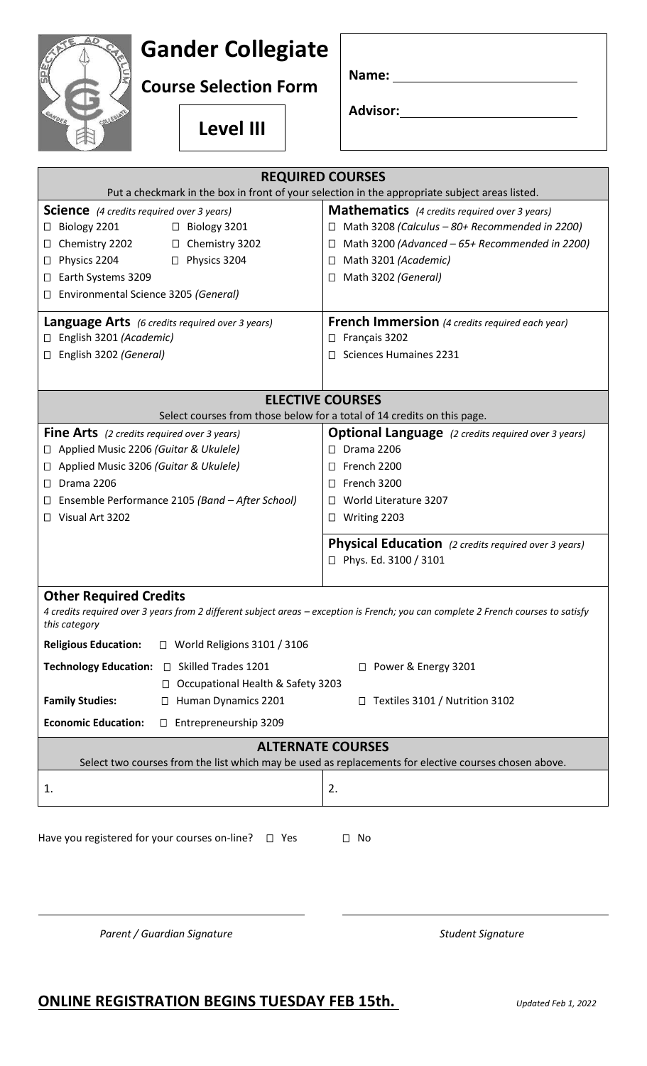# Gander Collegiate

## Course Selection Form

**Level III**

**Name:** ____________________

**Advisor:** ____________________

## REQUIRED COURSES

Put a checkmark in the box in front of your selection in the appropriate subject areas listed.

**Science** *(4 credits required over 3 years)*

- ☐ Biology 2201 ☐ Biology 3201
- ☐ Chemistry 2202 ☐ Chemistry 3202
- ☐ Physics 2204 ☐ Physics 3204
- ☐ Earth Systems 3209
- ☐ Environmental Science 3205 *(General)*

**Mathematics** *(4 credits required over 3 years)*

- ☐ Math 3208 *(Calculus – 80+ Recommended in 2200)*
- ☐ Math 3200 *(Advanced – 65+ Recommended in 2200)*
- ☐ Math 3201 *(Academic)*
- ☐ Math 3202 *(General)*

**Language Arts** *(6 credits required over 3 years)*

- ☐ English 3201 *(Academic)*
- ☐ English 3202 *(General)*

**French Immersion** *(4 credits required each year)*

- ☐ Français 3202
- ☐ Sciences Humaines 2231

## ELECTIVE COURSES

Select courses from those below for a total of 14 credits on this page.

**Fine Arts** *(2 credits required over 3 years)*

- ☐ Applied Music 2206 *(Guitar & Ukulele)*
- ☐ Applied Music 3206 *(Guitar & Ukulele)*
- ☐ Drama 2206
- ☐ Ensemble Performance 2105 *(Band – After School)*
- ☐ Visual Art 3202

**Optional Language** *(2 credits required over 3 years)*

- ☐ Drama 2206
- ☐ French 2200
- ☐ French 3200
- ☐ World Literature 3207
- ☐ Writing 2203

**Physical Education** *(2 credits required over 3 years)*

- ☐ Phys. Ed. 3100 / 3101

**Other Required Credits**

*4 credits required over 3 years from 2 different subject areas – exception is French; you can complete 2 French courses to satisfy this category*

**Religious Education:** ☐ World Religions 3101 / 3106

**Technology Education:** ☐ Skilled Trades 1201 ☐ Power & Energy 3201 ☐ Occupational Health & Safety 3203

**Family Studies:** ☐ Human Dynamics 2201 ☐ Textiles 3101 / Nutrition 3102

**Economic Education:** ☐ Entrepreneurship 3209

## ALTERNATE COURSES

Select two courses from the list which may be used as replacements for elective courses chosen above.

1. 
2. 

Have you registered for your courses on-line? ☐ Yes ☐ No

____________________ ____________________

*Parent / Guardian Signature* *Student Signature*

**ONLINE REGISTRATION BEGINS TUESDAY FEB 15th.**

*Updated Feb 1, 2022*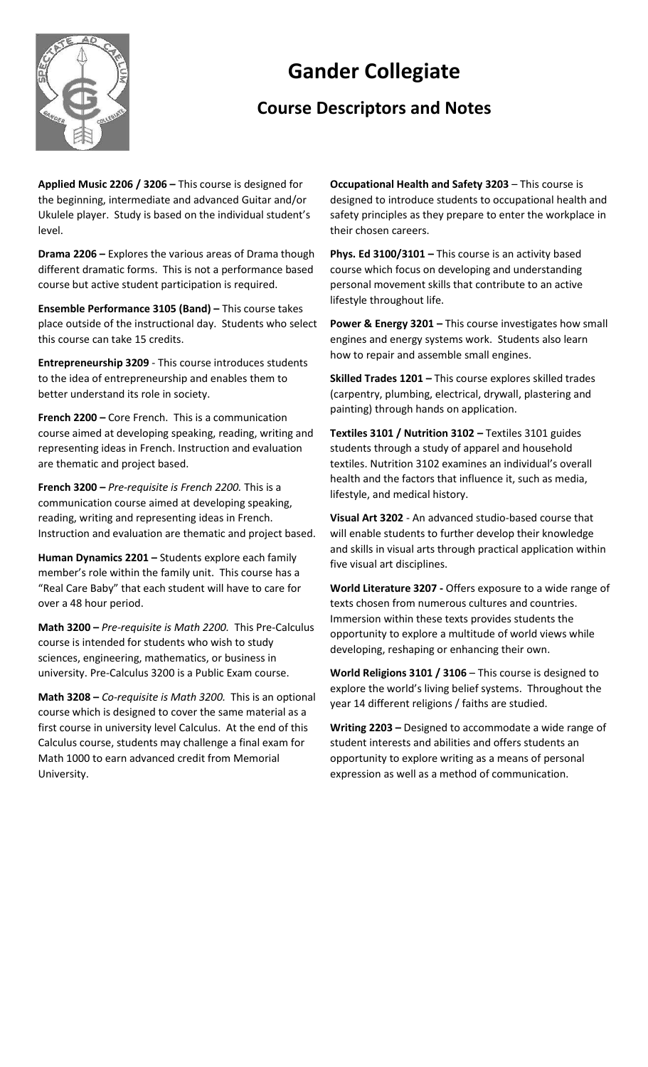# Gander Collegiate

## Course Descriptors and Notes

**Applied Music 2206 / 3206 –** This course is designed for the beginning, intermediate and advanced Guitar and/or Ukulele player. Study is based on the individual student's level.

**Drama 2206 –** Explores the various areas of Drama though different dramatic forms. This is not a performance based course but active student participation is required.

**Ensemble Performance 3105 (Band) –** This course takes place outside of the instructional day. Students who select this course can take 15 credits.

**Entrepreneurship 3209** - This course introduces students to the idea of entrepreneurship and enables them to better understand its role in society.

**French 2200 –** Core French. This is a communication course aimed at developing speaking, reading, writing and representing ideas in French. Instruction and evaluation are thematic and project based.

**French 3200 –** *Pre-requisite is French 2200.* This is a communication course aimed at developing speaking, reading, writing and representing ideas in French. Instruction and evaluation are thematic and project based.

**Human Dynamics 2201 –** Students explore each family member's role within the family unit. This course has a "Real Care Baby" that each student will have to care for over a 48 hour period.

**Math 3200 –** *Pre-requisite is Math 2200.* This Pre-Calculus course is intended for students who wish to study sciences, engineering, mathematics, or business in university. Pre-Calculus 3200 is a Public Exam course.

**Math 3208 –** *Co-requisite is Math 3200.* This is an optional course which is designed to cover the same material as a first course in university level Calculus. At the end of this Calculus course, students may challenge a final exam for Math 1000 to earn advanced credit from Memorial University.

**Occupational Health and Safety 3203** – This course is designed to introduce students to occupational health and safety principles as they prepare to enter the workplace in their chosen careers.

**Phys. Ed 3100/3101 –** This course is an activity based course which focus on developing and understanding personal movement skills that contribute to an active lifestyle throughout life.

**Power & Energy 3201 –** This course investigates how small engines and energy systems work. Students also learn how to repair and assemble small engines.

**Skilled Trades 1201 –** This course explores skilled trades (carpentry, plumbing, electrical, drywall, plastering and painting) through hands on application.

**Textiles 3101 / Nutrition 3102 –** Textiles 3101 guides students through a study of apparel and household textiles. Nutrition 3102 examines an individual's overall health and the factors that influence it, such as media, lifestyle, and medical history.

**Visual Art 3202** - An advanced studio-based course that will enable students to further develop their knowledge and skills in visual arts through practical application within five visual art disciplines.

**World Literature 3207 -** Offers exposure to a wide range of texts chosen from numerous cultures and countries. Immersion within these texts provides students the opportunity to explore a multitude of world views while developing, reshaping or enhancing their own.

**World Religions 3101 / 3106** – This course is designed to explore the world's living belief systems. Throughout the year 14 different religions / faiths are studied.

**Writing 2203 –** Designed to accommodate a wide range of student interests and abilities and offers students an opportunity to explore writing as a means of personal expression as well as a method of communication.